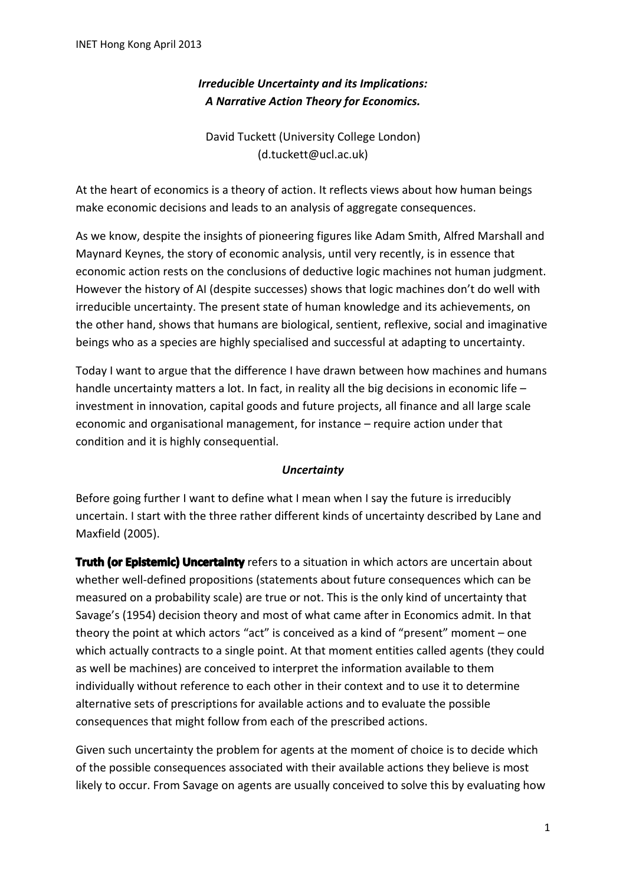# *Irreducible Uncertainty and its Implications: A Narrative Action Theory for Economics.*

David Tuckett (University College London)
(d.tuckett@ucl.ac.uk)

At the heart of economics is a theory of action. It reflects views about how human beings make economic decisions and leads to an analysis of aggregate consequences.

As we know, despite the insights of pioneering figures like Adam Smith, Alfred Marshall and Maynard Keynes, the story of economic analysis, until very recently, is in essence that economic action rests on the conclusions of deductive logic machines not human judgment. However the history of AI (despite successes) shows that logic machines don't do well with irreducible uncertainty. The present state of human knowledge and its achievements, on the other hand, shows that humans are biological, sentient, reflexive, social and imaginative beings who as a species are highly specialised and successful at adapting to uncertainty.

Today I want to argue that the difference I have drawn between how machines and humans handle uncertainty matters a lot. In fact, in reality all the big decisions in economic life – investment in innovation, capital goods and future projects, all finance and all large scale economic and organisational management, for instance – require action under that condition and it is highly consequential.

## *Uncertainty*

Before going further I want to define what I mean when I say the future is irreducibly uncertain. I start with the three rather different kinds of uncertainty described by Lane and Maxfield (2005).

**Truth (or Epistemic) Uncertainty** refers to a situation in which actors are uncertain about whether well-defined propositions (statements about future consequences which can be measured on a probability scale) are true or not. This is the only kind of uncertainty that Savage's (1954) decision theory and most of what came after in Economics admit. In that theory the point at which actors "act" is conceived as a kind of "present" moment – one which actually contracts to a single point. At that moment entities called agents (they could as well be machines) are conceived to interpret the information available to them individually without reference to each other in their context and to use it to determine alternative sets of prescriptions for available actions and to evaluate the possible consequences that might follow from each of the prescribed actions.

Given such uncertainty the problem for agents at the moment of choice is to decide which of the possible consequences associated with their available actions they believe is most likely to occur. From Savage on agents are usually conceived to solve this by evaluating how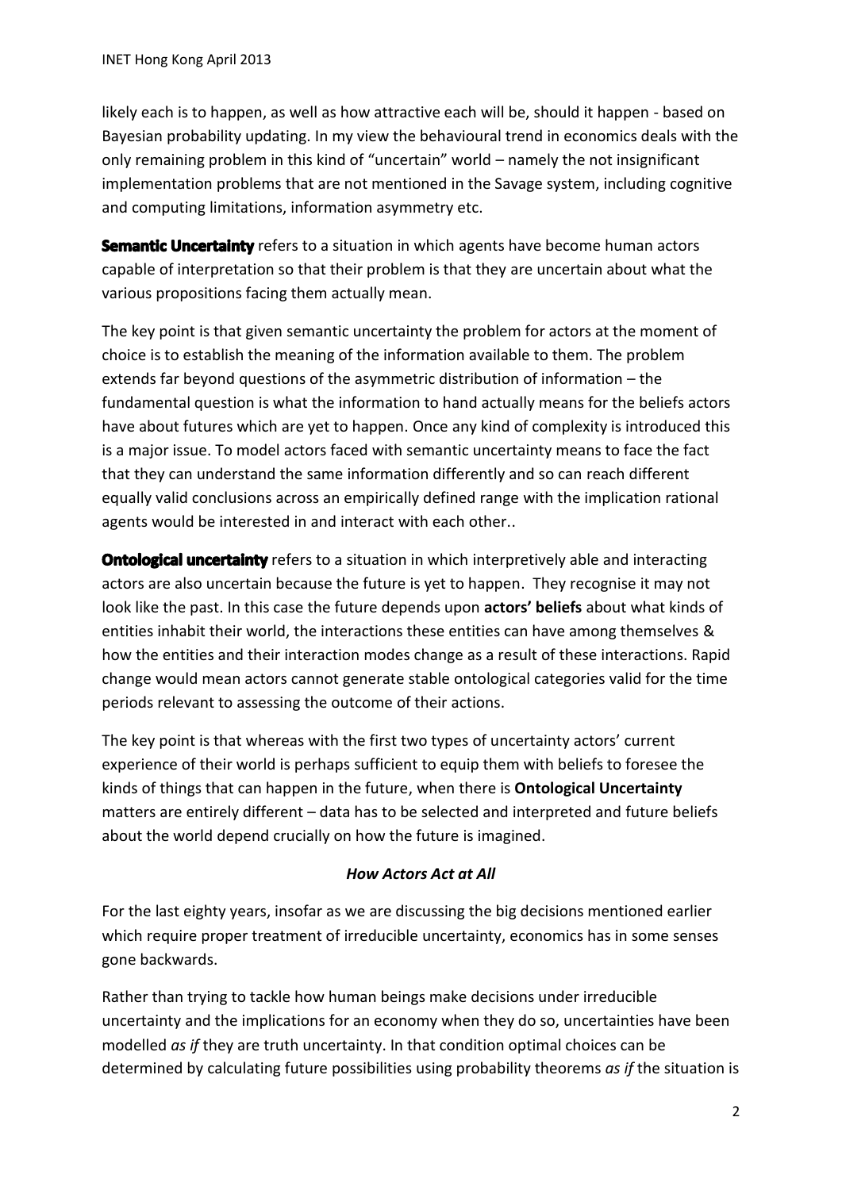likely each is to happen, as well as how attractive each will be, should it happen - based on Bayesian probability updating. In my view the behavioural trend in economics deals with the only remaining problem in this kind of "uncertain" world – namely the not insignificant implementation problems that are not mentioned in the Savage system, including cognitive and computing limitations, information asymmetry etc.

**Semantic Uncertainty** refers to a situation in which agents have become human actors capable of interpretation so that their problem is that they are uncertain about what the various propositions facing them actually mean.

The key point is that given semantic uncertainty the problem for actors at the moment of choice is to establish the meaning of the information available to them. The problem extends far beyond questions of the asymmetric distribution of information – the fundamental question is what the information to hand actually means for the beliefs actors have about futures which are yet to happen. Once any kind of complexity is introduced this is a major issue. To model actors faced with semantic uncertainty means to face the fact that they can understand the same information differently and so can reach different equally valid conclusions across an empirically defined range with the implication rational agents would be interested in and interact with each other..

**Ontological uncertainty** refers to a situation in which interpretively able and interacting actors are also uncertain because the future is yet to happen. They recognise it may not look like the past. In this case the future depends upon **actors' beliefs** about what kinds of entities inhabit their world, the interactions these entities can have among themselves & how the entities and their interaction modes change as a result of these interactions. Rapid change would mean actors cannot generate stable ontological categories valid for the time periods relevant to assessing the outcome of their actions.

The key point is that whereas with the first two types of uncertainty actors' current experience of their world is perhaps sufficient to equip them with beliefs to foresee the kinds of things that can happen in the future, when there is **Ontological Uncertainty** matters are entirely different – data has to be selected and interpreted and future beliefs about the world depend crucially on how the future is imagined.

***How Actors Act at All***

For the last eighty years, insofar as we are discussing the big decisions mentioned earlier which require proper treatment of irreducible uncertainty, economics has in some senses gone backwards.

Rather than trying to tackle how human beings make decisions under irreducible uncertainty and the implications for an economy when they do so, uncertainties have been modelled *as if* they are truth uncertainty. In that condition optimal choices can be determined by calculating future possibilities using probability theorems *as if* the situation is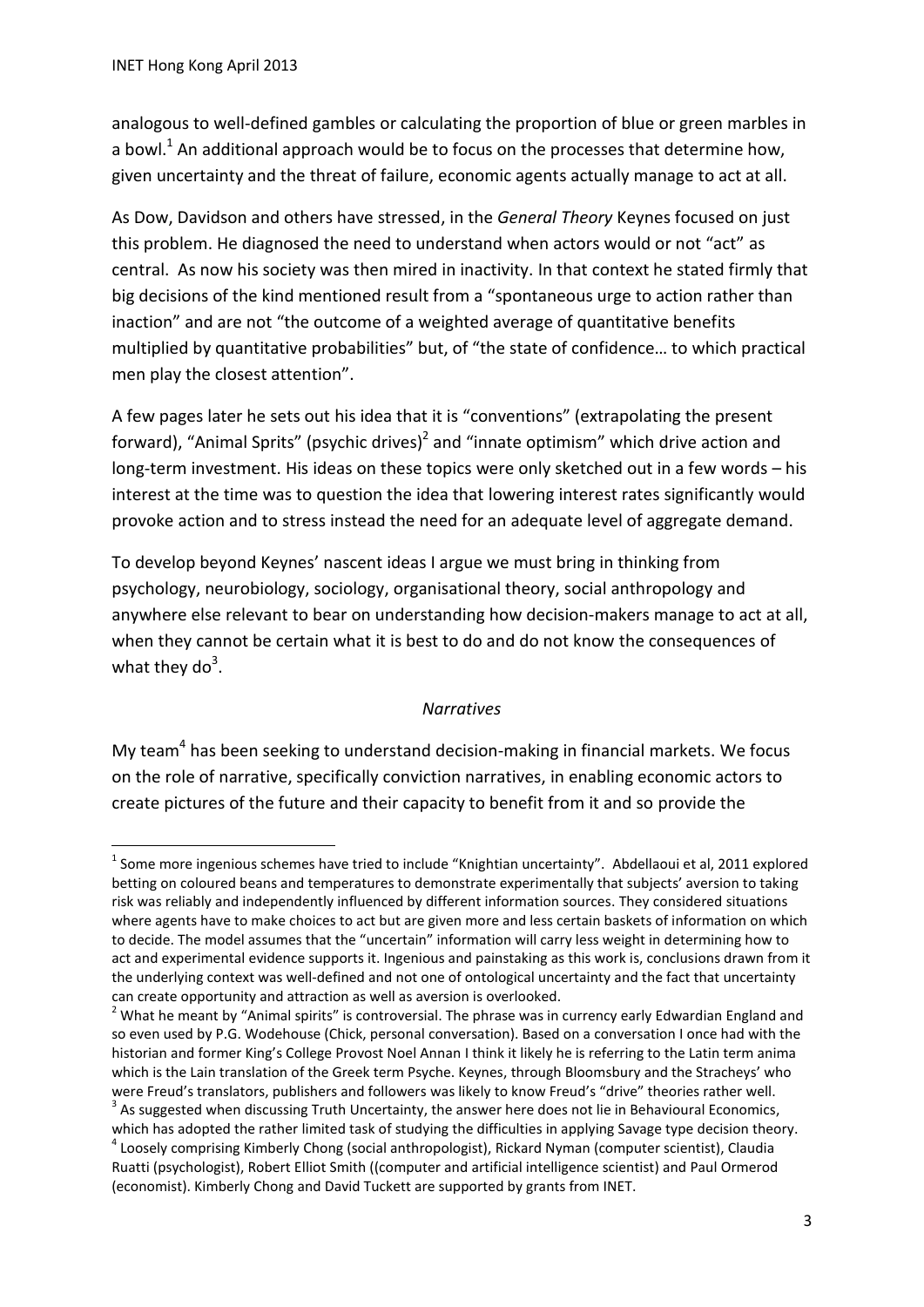analogous to well-defined gambles or calculating the proportion of blue or green marbles in a bowl.[1] An additional approach would be to focus on the processes that determine how, given uncertainty and the threat of failure, economic agents actually manage to act at all.

As Dow, Davidson and others have stressed, in the *General Theory* Keynes focused on just this problem. He diagnosed the need to understand when actors would or not "act" as central. As now his society was then mired in inactivity. In that context he stated firmly that big decisions of the kind mentioned result from a "spontaneous urge to action rather than inaction" and are not "the outcome of a weighted average of quantitative benefits multiplied by quantitative probabilities" but, of "the state of confidence… to which practical men play the closest attention".

A few pages later he sets out his idea that it is "conventions" (extrapolating the present forward), "Animal Sprits" (psychic drives)[2] and "innate optimism" which drive action and long-term investment. His ideas on these topics were only sketched out in a few words – his interest at the time was to question the idea that lowering interest rates significantly would provoke action and to stress instead the need for an adequate level of aggregate demand.

To develop beyond Keynes' nascent ideas I argue we must bring in thinking from psychology, neurobiology, sociology, organisational theory, social anthropology and anywhere else relevant to bear on understanding how decision-makers manage to act at all, when they cannot be certain what it is best to do and do not know the consequences of what they do[3].

*Narratives*

My team[4] has been seeking to understand decision-making in financial markets. We focus on the role of narrative, specifically conviction narratives, in enabling economic actors to create pictures of the future and their capacity to benefit from it and so provide the

---

[1] Some more ingenious schemes have tried to include "Knightian uncertainty". Abdellaoui et al, 2011 explored betting on coloured beans and temperatures to demonstrate experimentally that subjects' aversion to taking risk was reliably and independently influenced by different information sources. They considered situations where agents have to make choices to act but are given more and less certain baskets of information on which to decide. The model assumes that the "uncertain" information will carry less weight in determining how to act and experimental evidence supports it. Ingenious and painstaking as this work is, conclusions drawn from it the underlying context was well-defined and not one of ontological uncertainty and the fact that uncertainty can create opportunity and attraction as well as aversion is overlooked.

[2] What he meant by "Animal spirits" is controversial. The phrase was in currency early Edwardian England and so even used by P.G. Wodehouse (Chick, personal conversation). Based on a conversation I once had with the historian and former King's College Provost Noel Annan I think it likely he is referring to the Latin term anima which is the Lain translation of the Greek term Psyche. Keynes, through Bloomsbury and the Stracheys' who were Freud's translators, publishers and followers was likely to know Freud's "drive" theories rather well.

[3] As suggested when discussing Truth Uncertainty, the answer here does not lie in Behavioural Economics, which has adopted the rather limited task of studying the difficulties in applying Savage type decision theory.

[4] Loosely comprising Kimberly Chong (social anthropologist), Rickard Nyman (computer scientist), Claudia Ruatti (psychologist), Robert Elliot Smith ((computer and artificial intelligence scientist) and Paul Ormerod (economist). Kimberly Chong and David Tuckett are supported by grants from INET.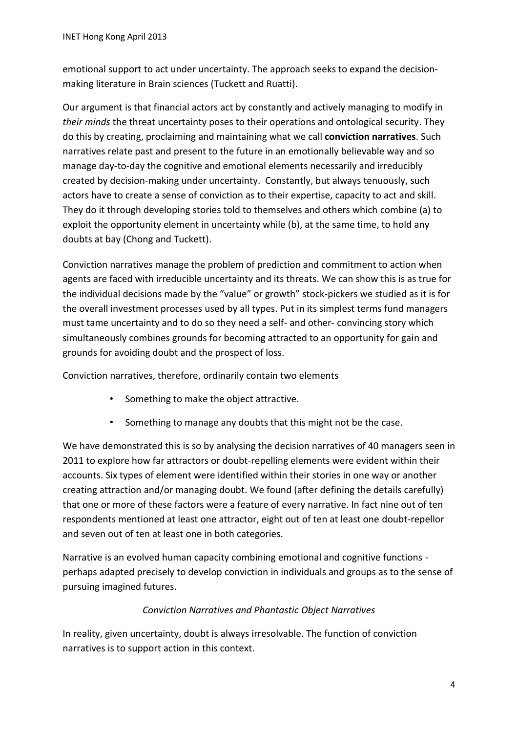emotional support to act under uncertainty. The approach seeks to expand the decision-making literature in Brain sciences (Tuckett and Ruatti).

Our argument is that financial actors act by constantly and actively managing to modify in *their minds* the threat uncertainty poses to their operations and ontological security. They do this by creating, proclaiming and maintaining what we call **conviction narratives**. Such narratives relate past and present to the future in an emotionally believable way and so manage day-to-day the cognitive and emotional elements necessarily and irreducibly created by decision-making under uncertainty. Constantly, but always tenuously, such actors have to create a sense of conviction as to their expertise, capacity to act and skill. They do it through developing stories told to themselves and others which combine (a) to exploit the opportunity element in uncertainty while (b), at the same time, to hold any doubts at bay (Chong and Tuckett).

Conviction narratives manage the problem of prediction and commitment to action when agents are faced with irreducible uncertainty and its threats. We can show this is as true for the individual decisions made by the "value" or growth" stock-pickers we studied as it is for the overall investment processes used by all types. Put in its simplest terms fund managers must tame uncertainty and to do so they need a self- and other- convincing story which simultaneously combines grounds for becoming attracted to an opportunity for gain and grounds for avoiding doubt and the prospect of loss.

Conviction narratives, therefore, ordinarily contain two elements

- Something to make the object attractive.
- Something to manage any doubts that this might not be the case.

We have demonstrated this is so by analysing the decision narratives of 40 managers seen in 2011 to explore how far attractors or doubt-repelling elements were evident within their accounts. Six types of element were identified within their stories in one way or another creating attraction and/or managing doubt. We found (after defining the details carefully) that one or more of these factors were a feature of every narrative. In fact nine out of ten respondents mentioned at least one attractor, eight out of ten at least one doubt-repellor and seven out of ten at least one in both categories.

Narrative is an evolved human capacity combining emotional and cognitive functions - perhaps adapted precisely to develop conviction in individuals and groups as to the sense of pursuing imagined futures.

*Conviction Narratives and Phantastic Object Narratives*

In reality, given uncertainty, doubt is always irresolvable. The function of conviction narratives is to support action in this context.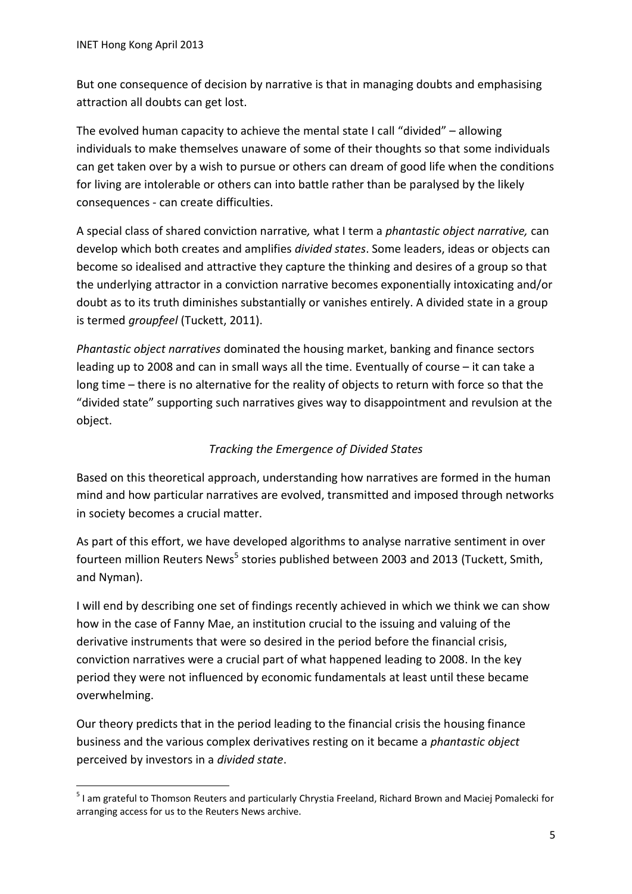But one consequence of decision by narrative is that in managing doubts and emphasising attraction all doubts can get lost.

The evolved human capacity to achieve the mental state I call "divided" – allowing individuals to make themselves unaware of some of their thoughts so that some individuals can get taken over by a wish to pursue or others can dream of good life when the conditions for living are intolerable or others can into battle rather than be paralysed by the likely consequences - can create difficulties.

A special class of shared conviction narrative, what I term a *phantastic object narrative,* can develop which both creates and amplifies *divided states*. Some leaders, ideas or objects can become so idealised and attractive they capture the thinking and desires of a group so that the underlying attractor in a conviction narrative becomes exponentially intoxicating and/or doubt as to its truth diminishes substantially or vanishes entirely. A divided state in a group is termed *groupfeel* (Tuckett, 2011).

*Phantastic object narratives* dominated the housing market, banking and finance sectors leading up to 2008 and can in small ways all the time. Eventually of course – it can take a long time – there is no alternative for the reality of objects to return with force so that the "divided state" supporting such narratives gives way to disappointment and revulsion at the object.

*Tracking the Emergence of Divided States*

Based on this theoretical approach, understanding how narratives are formed in the human mind and how particular narratives are evolved, transmitted and imposed through networks in society becomes a crucial matter.

As part of this effort, we have developed algorithms to analyse narrative sentiment in over fourteen million Reuters News[5] stories published between 2003 and 2013 (Tuckett, Smith, and Nyman).

I will end by describing one set of findings recently achieved in which we think we can show how in the case of Fanny Mae, an institution crucial to the issuing and valuing of the derivative instruments that were so desired in the period before the financial crisis, conviction narratives were a crucial part of what happened leading to 2008. In the key period they were not influenced by economic fundamentals at least until these became overwhelming.

Our theory predicts that in the period leading to the financial crisis the housing finance business and the various complex derivatives resting on it became a *phantastic object* perceived by investors in a *divided state*.

[5] I am grateful to Thomson Reuters and particularly Chrystia Freeland, Richard Brown and Maciej Pomalecki for arranging access for us to the Reuters News archive.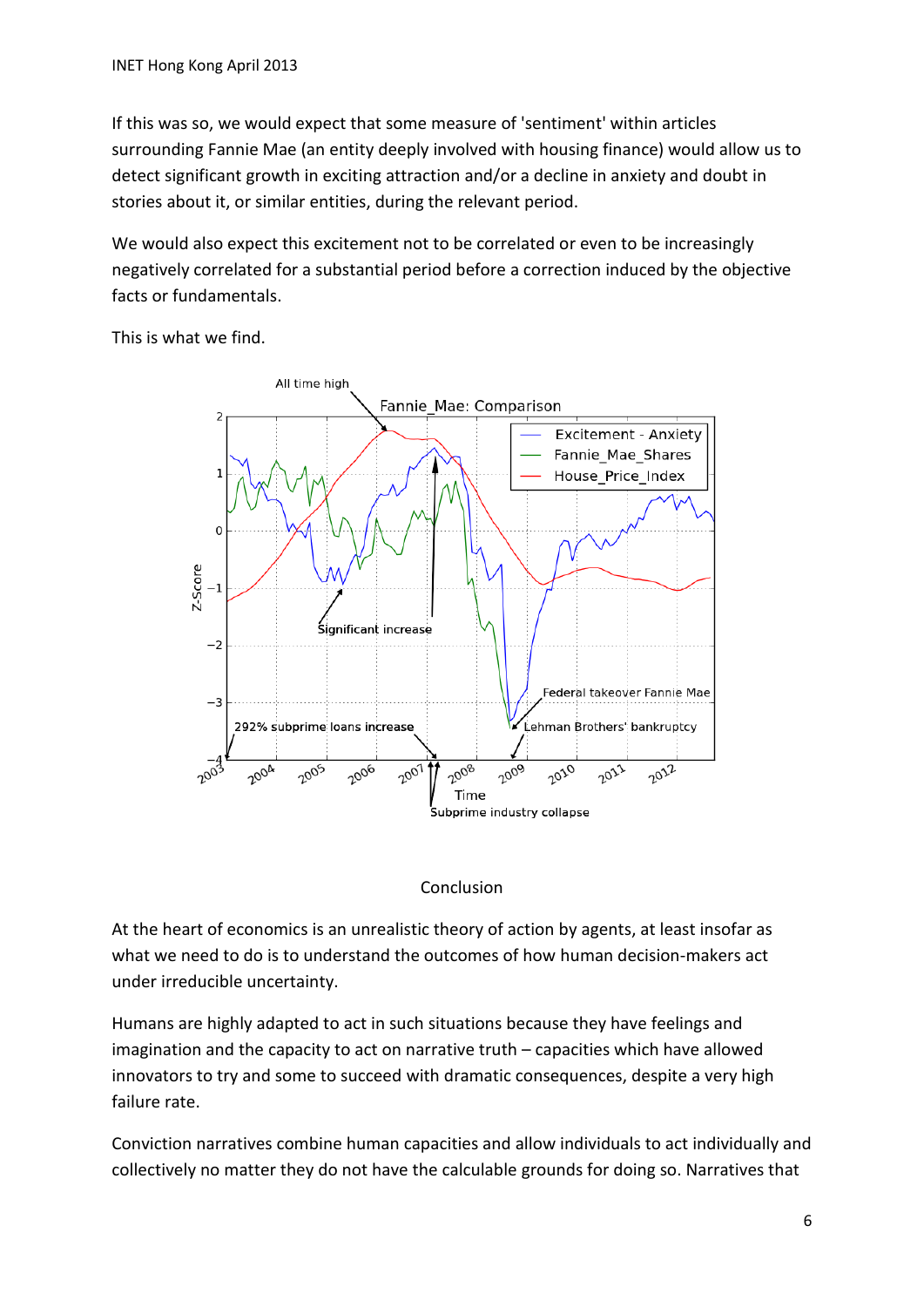If this was so, we would expect that some measure of 'sentiment' within articles surrounding Fannie Mae (an entity deeply involved with housing finance) would allow us to detect significant growth in exciting attraction and/or a decline in anxiety and doubt in stories about it, or similar entities, during the relevant period.

We would also expect this excitement not to be correlated or even to be increasingly negatively correlated for a substantial period before a correction induced by the objective facts or fundamentals.

This is what we find.

## Conclusion

At the heart of economics is an unrealistic theory of action by agents, at least insofar as what we need to do is to understand the outcomes of how human decision-makers act under irreducible uncertainty.

Humans are highly adapted to act in such situations because they have feelings and imagination and the capacity to act on narrative truth – capacities which have allowed innovators to try and some to succeed with dramatic consequences, despite a very high failure rate.

Conviction narratives combine human capacities and allow individuals to act individually and collectively no matter they do not have the calculable grounds for doing so. Narratives that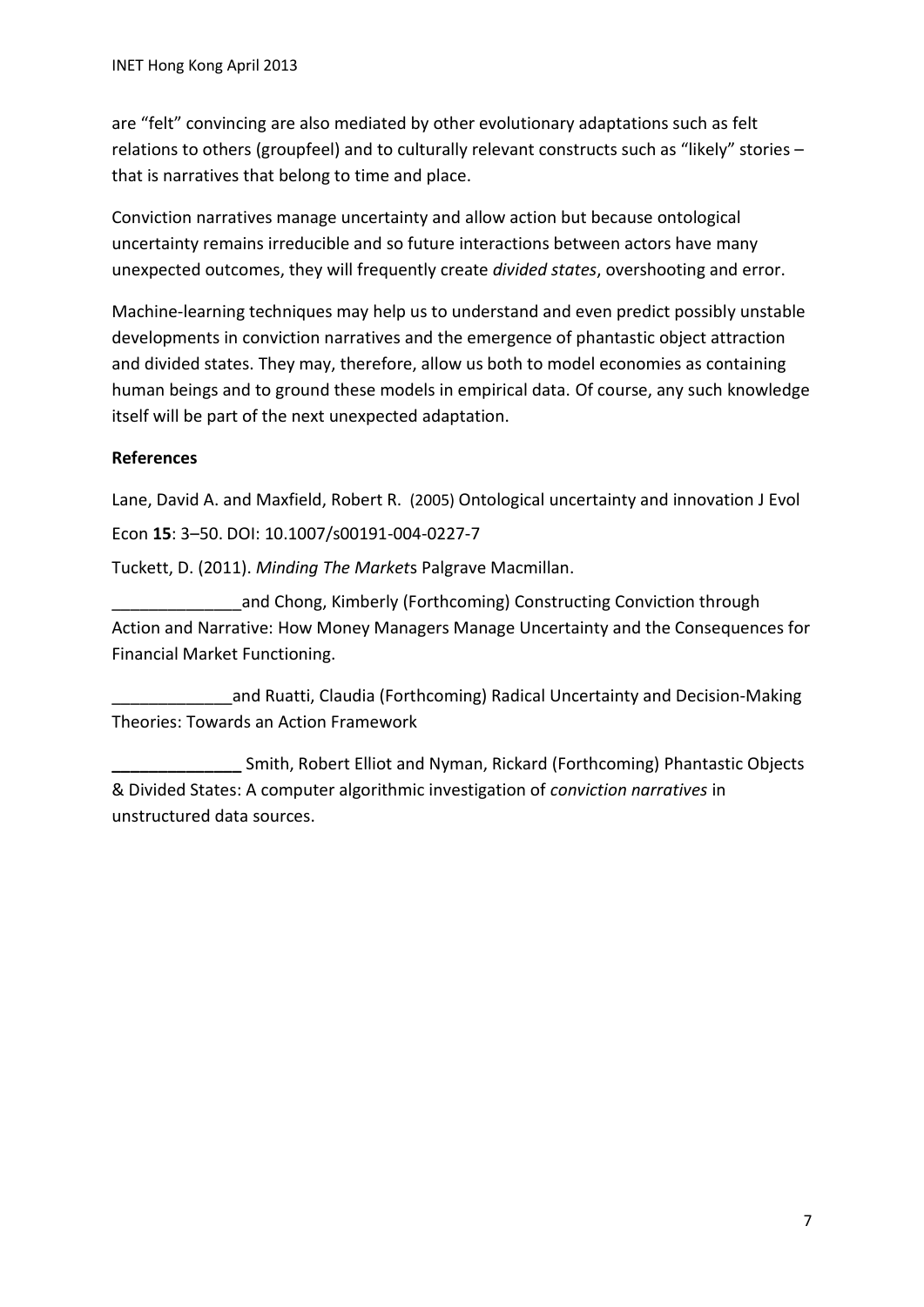are "felt" convincing are also mediated by other evolutionary adaptations such as felt relations to others (groupfeel) and to culturally relevant constructs such as "likely" stories – that is narratives that belong to time and place.

Conviction narratives manage uncertainty and allow action but because ontological uncertainty remains irreducible and so future interactions between actors have many unexpected outcomes, they will frequently create *divided states*, overshooting and error.

Machine-learning techniques may help us to understand and even predict possibly unstable developments in conviction narratives and the emergence of phantastic object attraction and divided states. They may, therefore, allow us both to model economies as containing human beings and to ground these models in empirical data. Of course, any such knowledge itself will be part of the next unexpected adaptation.

**References**

Lane, David A. and Maxfield, Robert R. (2005) Ontological uncertainty and innovation J Evol Econ **15**: 3–50. DOI: 10.1007/s00191-004-0227-7

Tuckett, D. (2011). *Minding The Market*s Palgrave Macmillan.

______________and Chong, Kimberly (Forthcoming) Constructing Conviction through Action and Narrative: How Money Managers Manage Uncertainty and the Consequences for Financial Market Functioning.

_____________and Ruatti, Claudia (Forthcoming) Radical Uncertainty and Decision-Making Theories: Towards an Action Framework

**______________** Smith, Robert Elliot and Nyman, Rickard (Forthcoming) Phantastic Objects & Divided States: A computer algorithmic investigation of *conviction narratives* in unstructured data sources.